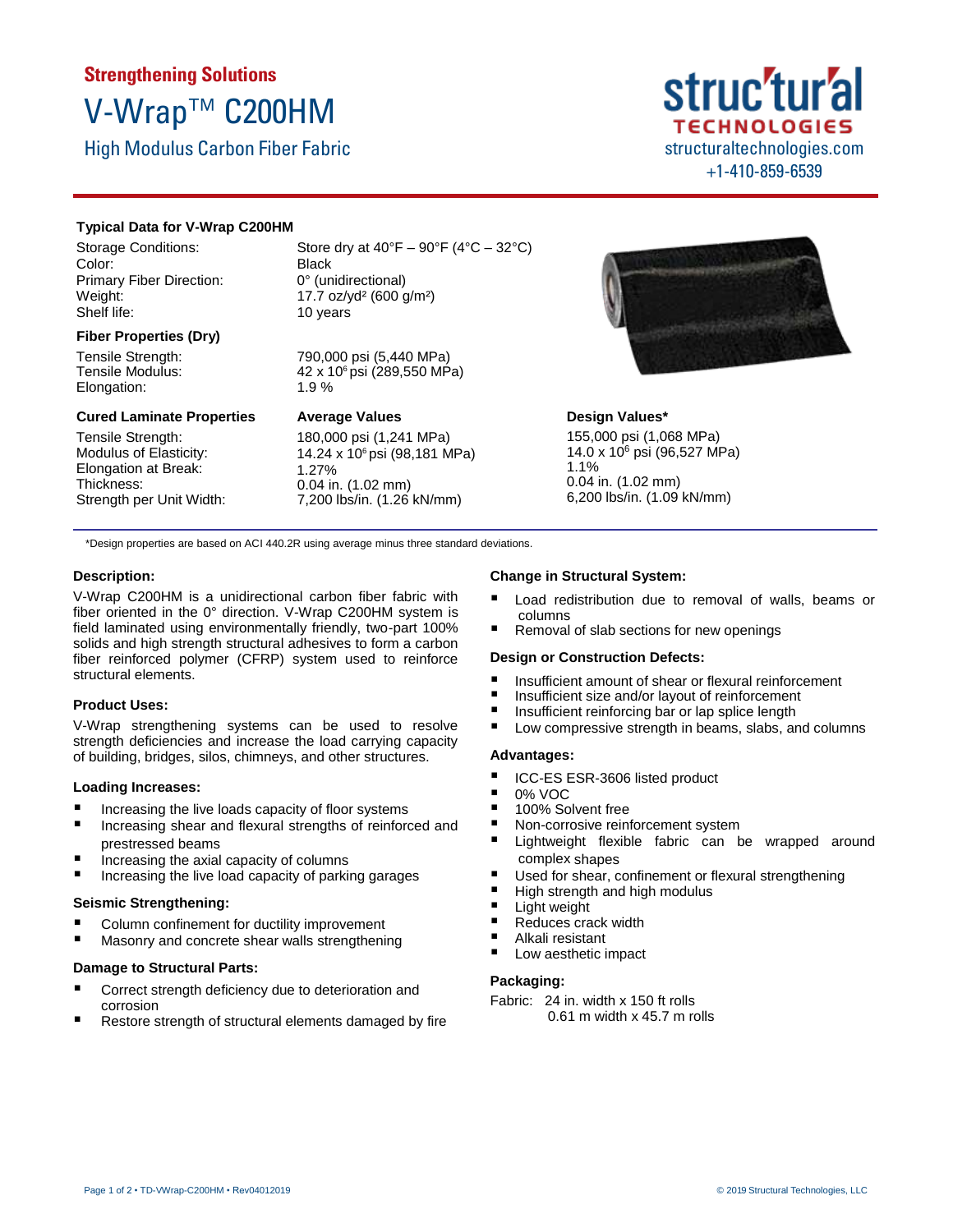## Strengthening Solutions

# V-Wrap™ C200HM

High Modulus Carbon Fiber Fabric

structural TECHNOLOGIES
structuraltechnologies.com
+1-410-859-6539

### Typical Data for V-Wrap C200HM

| | |
|---|---|
| Storage Conditions: | Store dry at 40°F – 90°F (4°C – 32°C) |
| Color: | Black |
| Primary Fiber Direction: | 0° (unidirectional) |
| Weight: | 17.7 oz/yd² (600 g/m²) |
| Shelf life: | 10 years |

**Fiber Properties (Dry)**

| | |
|---|---|
| Tensile Strength: | 790,000 psi (5,440 MPa) |
| Tensile Modulus: | 42 x $10^6$ psi (289,550 MPa) |
| Elongation: | 1.9 % |

| Cured Laminate Properties | Average Values | Design Values* |
|---|---|---|
| Tensile Strength: | 180,000 psi (1,241 MPa) | 155,000 psi (1,068 MPa) |
| Modulus of Elasticity: | 14.24 x $10^6$ psi (98,181 MPa) | 14.0 x $10^6$ psi (96,527 MPa) |
| Elongation at Break: | 1.27% | 1.1% |
| Thickness: | 0.04 in. (1.02 mm) | 0.04 in. (1.02 mm) |
| Strength per Unit Width: | 7,200 lbs/in. (1.26 kN/mm) | 6,200 lbs/in. (1.09 kN/mm) |

*Design properties are based on ACI 440.2R using average minus three standard deviations.

### Description:

V-Wrap C200HM is a unidirectional carbon fiber fabric with fiber oriented in the 0° direction. V-Wrap C200HM system is field laminated using environmentally friendly, two-part 100% solids and high strength structural adhesives to form a carbon fiber reinforced polymer (CFRP) system used to reinforce structural elements.

### Product Uses:

V-Wrap strengthening systems can be used to resolve strength deficiencies and increase the load carrying capacity of building, bridges, silos, chimneys, and other structures.

### Loading Increases:

- Increasing the live loads capacity of floor systems
- Increasing shear and flexural strengths of reinforced and prestressed beams
- Increasing the axial capacity of columns
- Increasing the live load capacity of parking garages

### Seismic Strengthening:

- Column confinement for ductility improvement
- Masonry and concrete shear walls strengthening

### Damage to Structural Parts:

- Correct strength deficiency due to deterioration and corrosion
- Restore strength of structural elements damaged by fire

### Change in Structural System:

- Load redistribution due to removal of walls, beams or columns
- Removal of slab sections for new openings

### Design or Construction Defects:

- Insufficient amount of shear or flexural reinforcement
- Insufficient size and/or layout of reinforcement
- Insufficient reinforcing bar or lap splice length
- Low compressive strength in beams, slabs, and columns

### Advantages:

- ICC-ES ESR-3606 listed product
- 0% VOC
- 100% Solvent free
- Non-corrosive reinforcement system
- Lightweight flexible fabric can be wrapped around complex shapes
- Used for shear, confinement or flexural strengthening
- High strength and high modulus
- Light weight
- Reduces crack width
- Alkali resistant
- Low aesthetic impact

### Packaging:

Fabric: 24 in. width x 150 ft rolls
0.61 m width x 45.7 m rolls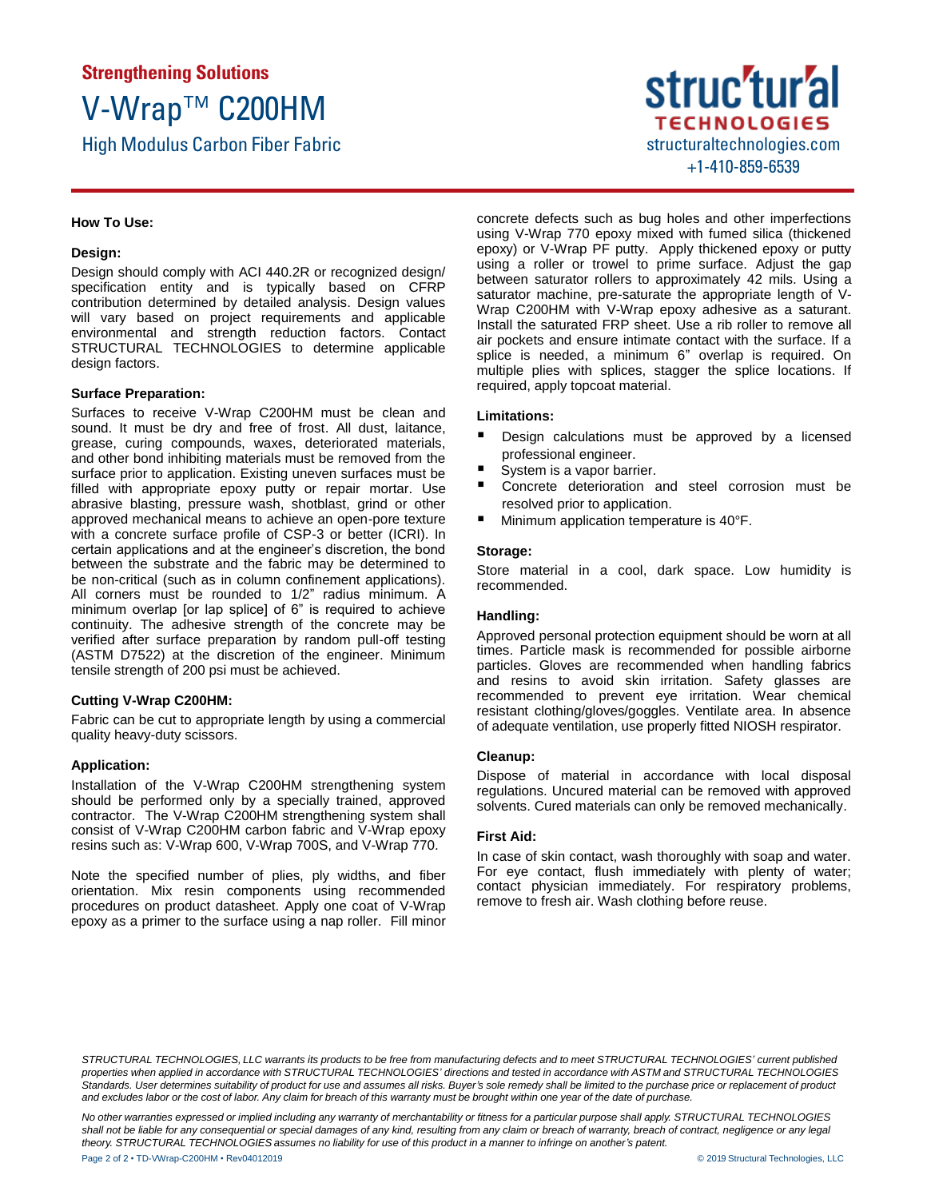## How To Use:

### Design:

Design should comply with ACI 440.2R or recognized design/ specification entity and is typically based on CFRP contribution determined by detailed analysis. Design values will vary based on project requirements and applicable environmental and strength reduction factors. Contact STRUCTURAL TECHNOLOGIES to determine applicable design factors.

### Surface Preparation:

Surfaces to receive V-Wrap C200HM must be clean and sound. It must be dry and free of frost. All dust, laitance, grease, curing compounds, waxes, deteriorated materials, and other bond inhibiting materials must be removed from the surface prior to application. Existing uneven surfaces must be filled with appropriate epoxy putty or repair mortar. Use abrasive blasting, pressure wash, shotblast, grind or other approved mechanical means to achieve an open-pore texture with a concrete surface profile of CSP-3 or better (ICRI). In certain applications and at the engineer's discretion, the bond between the substrate and the fabric may be determined to be non-critical (such as in column confinement applications). All corners must be rounded to 1/2" radius minimum. A minimum overlap [or lap splice] of 6" is required to achieve continuity. The adhesive strength of the concrete may be verified after surface preparation by random pull-off testing (ASTM D7522) at the discretion of the engineer. Minimum tensile strength of 200 psi must be achieved.

### Cutting V-Wrap C200HM:

Fabric can be cut to appropriate length by using a commercial quality heavy-duty scissors.

### Application:

Installation of the V-Wrap C200HM strengthening system should be performed only by a specially trained, approved contractor. The V-Wrap C200HM strengthening system shall consist of V-Wrap C200HM carbon fabric and V-Wrap epoxy resins such as: V-Wrap 600, V-Wrap 700S, and V-Wrap 770.

Note the specified number of plies, ply widths, and fiber orientation. Mix resin components using recommended procedures on product datasheet. Apply one coat of V-Wrap epoxy as a primer to the surface using a nap roller. Fill minor concrete defects such as bug holes and other imperfections using V-Wrap 770 epoxy mixed with fumed silica (thickened epoxy) or V-Wrap PF putty. Apply thickened epoxy or putty using a roller or trowel to prime surface. Adjust the gap between saturator rollers to approximately 42 mils. Using a saturator machine, pre-saturate the appropriate length of V-Wrap C200HM with V-Wrap epoxy adhesive as a saturant. Install the saturated FRP sheet. Use a rib roller to remove all air pockets and ensure intimate contact with the surface. If a splice is needed, a minimum 6" overlap is required. On multiple plies with splices, stagger the splice locations. If required, apply topcoat material.

### Limitations:

- Design calculations must be approved by a licensed professional engineer.
- System is a vapor barrier.
- Concrete deterioration and steel corrosion must be resolved prior to application.
- Minimum application temperature is 40°F.

### Storage:

Store material in a cool, dark space. Low humidity is recommended.

### Handling:

Approved personal protection equipment should be worn at all times. Particle mask is recommended for possible airborne particles. Gloves are recommended when handling fabrics and resins to avoid skin irritation. Safety glasses are recommended to prevent eye irritation. Wear chemical resistant clothing/gloves/goggles. Ventilate area. In absence of adequate ventilation, use properly fitted NIOSH respirator.

### Cleanup:

Dispose of material in accordance with local disposal regulations. Uncured material can be removed with approved solvents. Cured materials can only be removed mechanically.

### First Aid:

In case of skin contact, wash thoroughly with soap and water. For eye contact, flush immediately with plenty of water; contact physician immediately. For respiratory problems, remove to fresh air. Wash clothing before reuse.

*STRUCTURAL TECHNOLOGIES, LLC warrants its products to be free from manufacturing defects and to meet STRUCTURAL TECHNOLOGIES' current published properties when applied in accordance with STRUCTURAL TECHNOLOGIES' directions and tested in accordance with ASTM and STRUCTURAL TECHNOLOGIES Standards. User determines suitability of product for use and assumes all risks. Buyer's sole remedy shall be limited to the purchase price or replacement of product and excludes labor or the cost of labor. Any claim for breach of this warranty must be brought within one year of the date of purchase.*

*No other warranties expressed or implied including any warranty of merchantability or fitness for a particular purpose shall apply. STRUCTURAL TECHNOLOGIES shall not be liable for any consequential or special damages of any kind, resulting from any claim or breach of warranty, breach of contract, negligence or any legal theory. STRUCTURAL TECHNOLOGIES assumes no liability for use of this product in a manner to infringe on another's patent.*